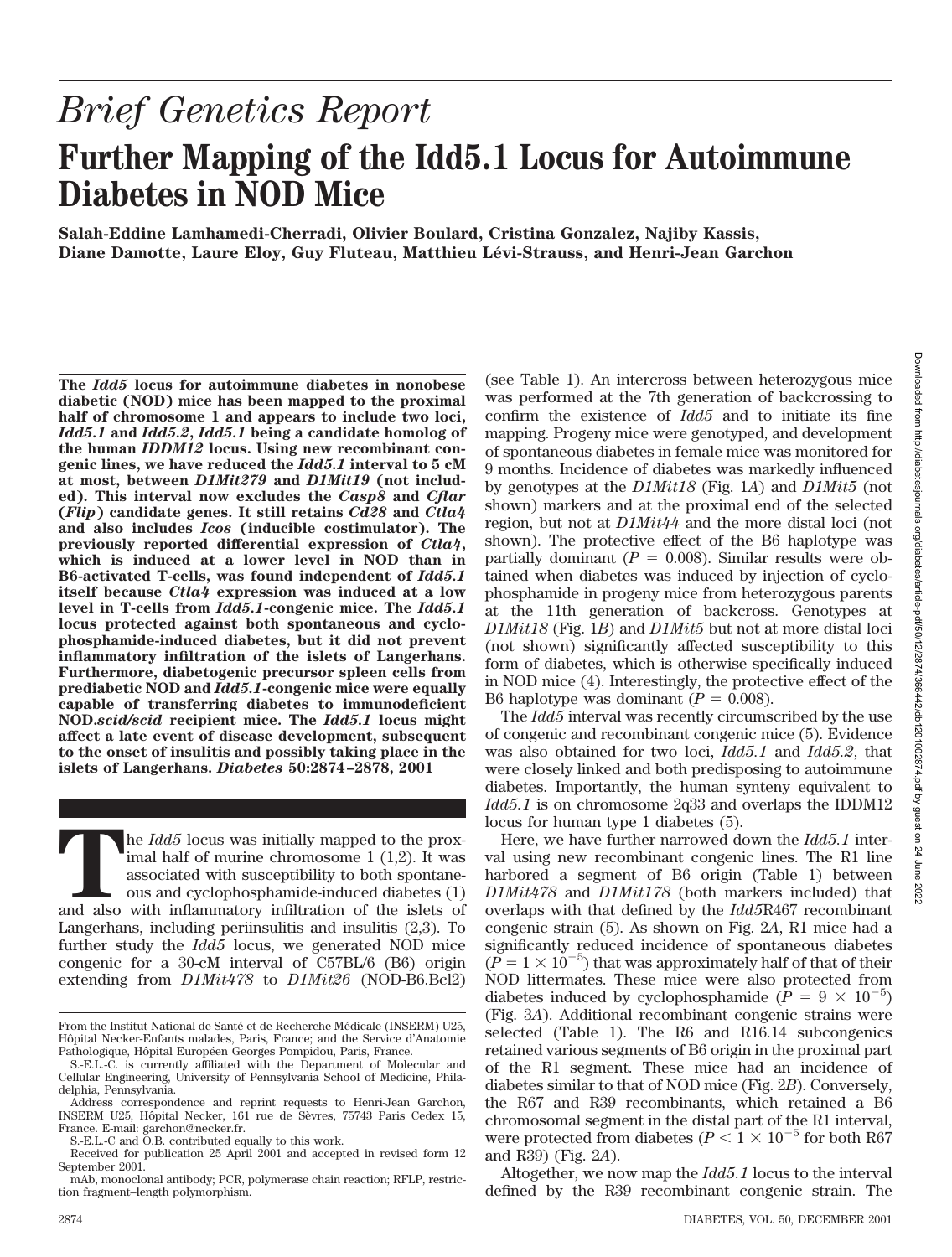*Brief Genetics Report*

# Further Mapping of the Idd5.1 Locus for Autoimmune Diabetes in NOD Mice

**Salah-Eddine Lamhamedi-Cherradi, Olivier Boulard, Cristina Gonzalez, Najiby Kassis, Diane Damotte, Laure Eloy, Guy Fluteau, Matthieu Lévi-Strauss, and Henri-Jean Garchon**

**The *Idd5* locus for autoimmune diabetes in nonobese diabetic (NOD) mice has been mapped to the proximal half of chromosome 1 and appears to include two loci, *Idd5.1* and *Idd5.2*, *Idd5.1* being a candidate homolog of the human *IDDM12* locus. Using new recombinant congenic lines, we have reduced the *Idd5.1* interval to 5 cM at most, between *D1Mit279* and *D1Mit19* (not included). This interval now excludes the *Casp8* and *Cflar* (*Flip*) candidate genes. It still retains *Cd28* and *Ctla4* and also includes *Icos* (inducible costimulator). The previously reported differential expression of *Ctla4*, which is induced at a lower level in NOD than in B6-activated T-cells, was found independent of *Idd5.1* itself because *Ctla4* expression was induced at a low level in T-cells from *Idd5.1*-congenic mice. The *Idd5.1* locus protected against both spontaneous and cyclophosphamide-induced diabetes, but it did not prevent inflammatory infiltration of the islets of Langerhans. Furthermore, diabetogenic precursor spleen cells from prediabetic NOD and *Idd5.1*-congenic mice were equally capable of transferring diabetes to immunodeficient NOD.*scid/scid* recipient mice. The *Idd5.1* locus might affect a late event of disease development, subsequent to the onset of insulitis and possibly taking place in the islets of Langerhans. *Diabetes* 50:2874–2878, 2001**

The *Idd5* locus was initially mapped to the proximal half of murine chromosome 1 (1,2). It was associated with susceptibility to both spontaneous and cyclophosphamide-induced diabetes (1) and also with inflammatory infiltration of the islets of Langerhans, including periinsulitis and insulitis (2,3). To further study the *Idd5* locus, we generated NOD mice congenic for a 30-cM interval of C57BL/6 (B6) origin extending from *D1Mit478* to *D1Mit26* (NOD-B6.Bcl2) (see Table 1). An intercross between heterozygous mice was performed at the 7th generation of backcrossing to confirm the existence of *Idd5* and to initiate its fine mapping. Progeny mice were genotyped, and development of spontaneous diabetes in female mice was monitored for 9 months. Incidence of diabetes was markedly influenced by genotypes at the *D1Mit18* (Fig. 1*A*) and *D1Mit5* (not shown) markers and at the proximal end of the selected region, but not at *D1Mit44* and the more distal loci (not shown). The protective effect of the B6 haplotype was partially dominant ($P = 0.008$). Similar results were obtained when diabetes was induced by injection of cyclophosphamide in progeny mice from heterozygous parents at the 11th generation of backcross. Genotypes at *D1Mit18* (Fig. 1*B*) and *D1Mit5* but not at more distal loci (not shown) significantly affected susceptibility to this form of diabetes, which is otherwise specifically induced in NOD mice (4). Interestingly, the protective effect of the B6 haplotype was dominant ($P = 0.008$).

The *Idd5* interval was recently circumscribed by the use of congenic and recombinant congenic mice (5). Evidence was also obtained for two loci, *Idd5.1* and *Idd5.2*, that were closely linked and both predisposing to autoimmune diabetes. Importantly, the human synteny equivalent to *Idd5.1* is on chromosome 2q33 and overlaps the IDDM12 locus for human type 1 diabetes (5).

Here, we have further narrowed down the *Idd5.1* interval using new recombinant congenic lines. The R1 line harbored a segment of B6 origin (Table 1) between *D1Mit478* and *D1Mit178* (both markers included) that overlaps with that defined by the *Idd5*R467 recombinant congenic strain (5). As shown on Fig. 2*A*, R1 mice had a significantly reduced incidence of spontaneous diabetes ($P = 1 \times 10^{-5}$) that was approximately half of that of their NOD littermates. These mice were also protected from diabetes induced by cyclophosphamide ($P = 9 \times 10^{-5}$) (Fig. 3*A*). Additional recombinant congenic strains were selected (Table 1). The R6 and R16.14 subcongenics retained various segments of B6 origin in the proximal part of the R1 segment. These mice had an incidence of diabetes similar to that of NOD mice (Fig. 2*B*). Conversely, the R67 and R39 recombinants, which retained a B6 chromosomal segment in the distal part of the R1 interval, were protected from diabetes ($P < 1 \times 10^{-5}$ for both R67 and R39) (Fig. 2*A*).

Altogether, we now map the *Idd5.1* locus to the interval defined by the R39 recombinant congenic strain. The

From the Institut National de Santé et de Recherche Médicale (INSERM) U25, Hôpital Necker-Enfants malades, Paris, France; and the Service d'Anatomie Pathologique, Hôpital Européen Georges Pompidou, Paris, France.

S.-E.L.-C. is currently affiliated with the Department of Molecular and Cellular Engineering, University of Pennsylvania School of Medicine, Philadelphia, Pennsylvania.

Address correspondence and reprint requests to Henri-Jean Garchon, INSERM U25, Hôpital Necker, 161 rue de Sèvres, 75743 Paris Cedex 15, France. E-mail: garchon@necker.fr.

S.-E.L-C and O.B. contributed equally to this work.

Received for publication 25 April 2001 and accepted in revised form 12 September 2001.

mAb, monoclonal antibody; PCR, polymerase chain reaction; RFLP, restriction fragment–length polymorphism.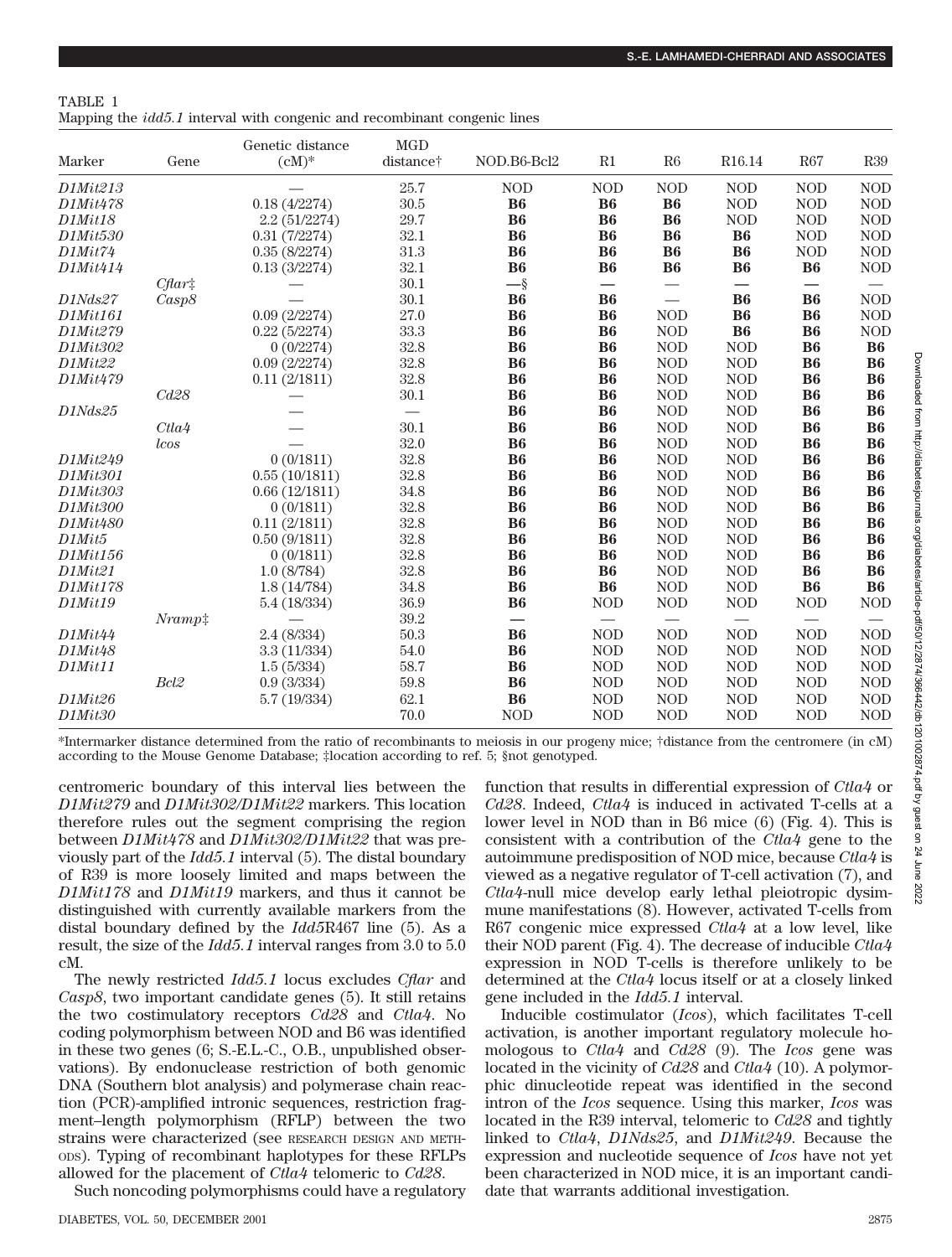TABLE 1
Mapping the *idd5.1* interval with congenic and recombinant congenic lines

| Marker | Gene | Genetic distance (cM)* | MGD distance† | NOD.B6-Bcl2 | R1 | R6 | R16.14 | R67 | R39 |
|---|---|---|---|---|---|---|---|---|---|
| *D1Mit213* | | — | 25.7 | NOD | NOD | NOD | NOD | NOD | NOD |
| *D1Mit478* | | 0.18 (4/2274) | 30.5 | **B6** | **B6** | **B6** | NOD | NOD | NOD |
| *D1Mit18* | | 2.2 (51/2274) | 29.7 | **B6** | **B6** | **B6** | NOD | NOD | NOD |
| *D1Mit530* | | 0.31 (7/2274) | 32.1 | **B6** | **B6** | **B6** | **B6** | NOD | NOD |
| *D1Mit74* | | 0.35 (8/2274) | 31.3 | **B6** | **B6** | **B6** | **B6** | NOD | NOD |
| *D1Mit414* | | 0.13 (3/2274) | 32.1 | **B6** | **B6** | **B6** | **B6** | **B6** | NOD |
| | *Cflar*‡ | — | 30.1 | —§ | — | — | — | — | — |
| *D1Nds27* | *Casp8* | — | 30.1 | **B6** | **B6** | — | **B6** | **B6** | NOD |
| *D1Mit161* | | 0.09 (2/2274) | 27.0 | **B6** | **B6** | NOD | **B6** | **B6** | NOD |
| *D1Mit279* | | 0.22 (5/2274) | 33.3 | **B6** | **B6** | NOD | **B6** | **B6** | NOD |
| *D1Mit302* | | 0 (0/2274) | 32.8 | **B6** | **B6** | NOD | NOD | **B6** | **B6** |
| *D1Mit22* | | 0.09 (2/2274) | 32.8 | **B6** | **B6** | NOD | NOD | **B6** | **B6** |
| *D1Mit479* | | 0.11 (2/1811) | 32.8 | **B6** | **B6** | NOD | NOD | **B6** | **B6** |
| | *Cd28* | — | 30.1 | **B6** | **B6** | NOD | NOD | **B6** | **B6** |
| *D1Nds25* | | — | — | **B6** | **B6** | NOD | NOD | **B6** | **B6** |
| | *Ctla4* | — | 30.1 | **B6** | **B6** | NOD | NOD | **B6** | **B6** |
| | *Icos* | — | 32.0 | **B6** | **B6** | NOD | NOD | **B6** | **B6** |
| *D1Mit249* | | 0 (0/1811) | 32.8 | **B6** | **B6** | NOD | NOD | **B6** | **B6** |
| *D1Mit301* | | 0.55 (10/1811) | 32.8 | **B6** | **B6** | NOD | NOD | **B6** | **B6** |
| *D1Mit303* | | 0.66 (12/1811) | 34.8 | **B6** | **B6** | NOD | NOD | **B6** | **B6** |
| *D1Mit300* | | 0 (0/1811) | 32.8 | **B6** | **B6** | NOD | NOD | **B6** | **B6** |
| *D1Mit480* | | 0.11 (2/1811) | 32.8 | **B6** | **B6** | NOD | NOD | **B6** | **B6** |
| *D1Mit5* | | 0.50 (9/1811) | 32.8 | **B6** | **B6** | NOD | NOD | **B6** | **B6** |
| *D1Mit156* | | 0 (0/1811) | 32.8 | **B6** | **B6** | NOD | NOD | **B6** | **B6** |
| *D1Mit21* | | 1.0 (8/784) | 32.8 | **B6** | **B6** | NOD | NOD | **B6** | **B6** |
| *D1Mit178* | | 1.8 (14/784) | 34.8 | **B6** | **B6** | NOD | NOD | **B6** | **B6** |
| *D1Mit19* | | 5.4 (18/334) | 36.9 | **B6** | NOD | NOD | NOD | NOD | NOD |
| | *Nramp*‡ | — | 39.2 | — | — | — | — | — | — |
| *D1Mit44* | | 2.4 (8/334) | 50.3 | **B6** | NOD | NOD | NOD | NOD | NOD |
| *D1Mit48* | | 3.3 (11/334) | 54.0 | **B6** | NOD | NOD | NOD | NOD | NOD |
| *D1Mit11* | | 1.5 (5/334) | 58.7 | **B6** | NOD | NOD | NOD | NOD | NOD |
| | *Bcl2* | 0.9 (3/334) | 59.8 | **B6** | NOD | NOD | NOD | NOD | NOD |
| *D1Mit26* | | 5.7 (19/334) | 62.1 | **B6** | NOD | NOD | NOD | NOD | NOD |
| *D1Mit30* | | | 70.0 | NOD | NOD | NOD | NOD | NOD | NOD |

*Intermarker distance determined from the ratio of recombinants to meiosis in our progeny mice; †distance from the centromere (in cM) according to the Mouse Genome Database; ‡location according to ref. 5; §not genotyped.

centromeric boundary of this interval lies between the *D1Mit279* and *D1Mit302/D1Mit22* markers. This location therefore rules out the segment comprising the region between *D1Mit478* and *D1Mit302/D1Mit22* that was previously part of the *Idd5.1* interval (5). The distal boundary of R39 is more loosely limited and maps between the *D1Mit178* and *D1Mit19* markers, and thus it cannot be distinguished with currently available markers from the distal boundary defined by the *Idd5*R467 line (5). As a result, the size of the *Idd5.1* interval ranges from 3.0 to 5.0 cM.

The newly restricted *Idd5.1* locus excludes *Cflar* and *Casp8*, two important candidate genes (5). It still retains the two costimulatory receptors *Cd28* and *Ctla4*. No coding polymorphism between NOD and B6 was identified in these two genes (6; S.-E.L.-C., O.B., unpublished observations). By endonuclease restriction of both genomic DNA (Southern blot analysis) and polymerase chain reaction (PCR)-amplified intronic sequences, restriction fragment–length polymorphism (RFLP) between the two strains were characterized (see RESEARCH DESIGN AND METHODS). Typing of recombinant haplotypes for these RFLPs allowed for the placement of *Ctla4* telomeric to *Cd28*.

Such noncoding polymorphisms could have a regulatory function that results in differential expression of *Ctla4* or *Cd28*. Indeed, *Ctla4* is induced in activated T-cells at a lower level in NOD than in B6 mice (6) (Fig. 4). This is consistent with a contribution of the *Ctla4* gene to the autoimmune predisposition of NOD mice, because *Ctla4* is viewed as a negative regulator of T-cell activation (7), and *Ctla4*-null mice develop early lethal pleiotropic dysimmune manifestations (8). However, activated T-cells from R67 congenic mice expressed *Ctla4* at a low level, like their NOD parent (Fig. 4). The decrease of inducible *Ctla4* expression in NOD T-cells is therefore unlikely to be determined at the *Ctla4* locus itself or at a closely linked gene included in the *Idd5.1* interval.

Inducible costimulator (*Icos*), which facilitates T-cell activation, is another important regulatory molecule homologous to *Ctla4* and *Cd28* (9). The *Icos* gene was located in the vicinity of *Cd28* and *Ctla4* (10). A polymorphic dinucleotide repeat was identified in the second intron of the *Icos* sequence. Using this marker, *Icos* was located in the R39 interval, telomeric to *Cd28* and tightly linked to *Ctla4*, *D1Nds25*, and *D1Mit249*. Because the expression and nucleotide sequence of *Icos* have not yet been characterized in NOD mice, it is an important candidate that warrants additional investigation.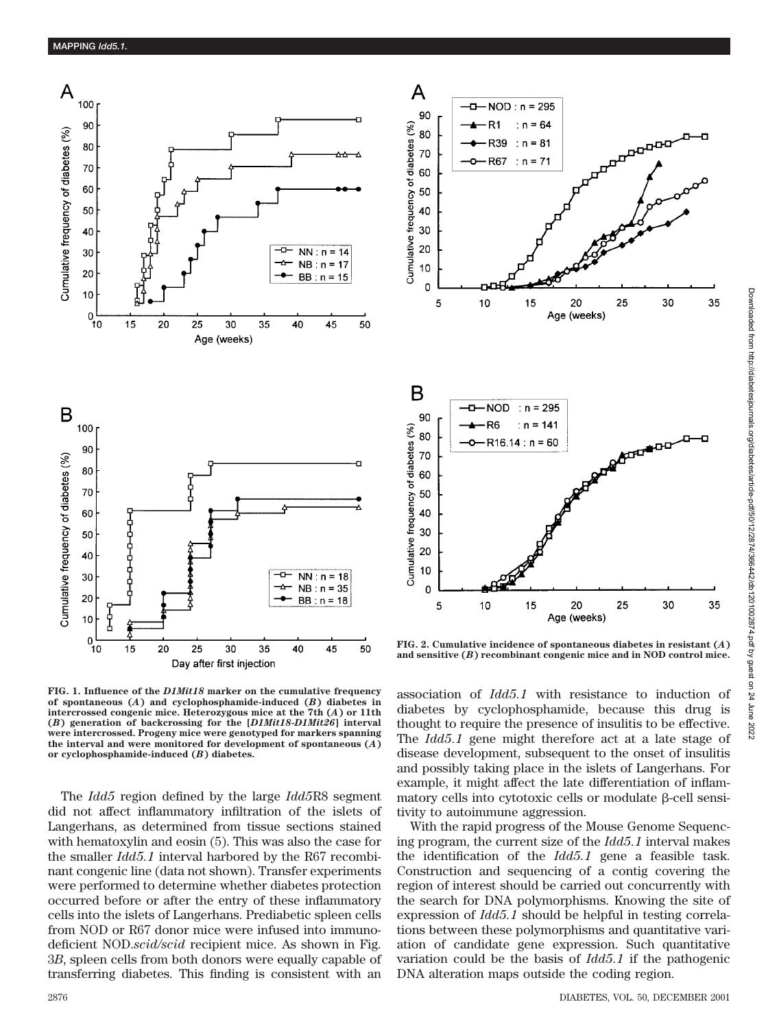FIG. 1. Influence of the *D1Mit18* marker on the cumulative frequency of spontaneous (*A*) and cyclophosphamide-induced (*B*) diabetes in intercrossed congenic mice. Heterozygous mice at the 7th (*A*) or 11th (*B*) generation of backcrossing for the [*D1Mit18-D1Mit26*] interval were intercrossed. Progeny mice were genotyped for markers spanning the interval and were monitored for development of spontaneous (*A*) or cyclophosphamide-induced (*B*) diabetes.

FIG. 2. Cumulative incidence of spontaneous diabetes in resistant (*A*) and sensitive (*B*) recombinant congenic mice and in NOD control mice.

The *Idd5* region defined by the large *Idd5*R8 segment did not affect inflammatory infiltration of the islets of Langerhans, as determined from tissue sections stained with hematoxylin and eosin (5). This was also the case for the smaller *Idd5.1* interval harbored by the R67 recombinant congenic line (data not shown). Transfer experiments were performed to determine whether diabetes protection occurred before or after the entry of these inflammatory cells into the islets of Langerhans. Prediabetic spleen cells from NOD or R67 donor mice were infused into immunodeficient NOD.*scid/scid* recipient mice. As shown in Fig. 3*B*, spleen cells from both donors were equally capable of transferring diabetes. This finding is consistent with an association of *Idd5.1* with resistance to induction of diabetes by cyclophosphamide, because this drug is thought to require the presence of insulitis to be effective. The *Idd5.1* gene might therefore act at a late stage of disease development, subsequent to the onset of insulitis and possibly taking place in the islets of Langerhans. For example, it might affect the late differentiation of inflammatory cells into cytotoxic cells or modulate β-cell sensitivity to autoimmune aggression.

With the rapid progress of the Mouse Genome Sequencing program, the current size of the *Idd5.1* interval makes the identification of the *Idd5.1* gene a feasible task. Construction and sequencing of a contig covering the region of interest should be carried out concurrently with the search for DNA polymorphisms. Knowing the site of expression of *Idd5.1* should be helpful in testing correlations between these polymorphisms and quantitative variation of candidate gene expression. Such quantitative variation could be the basis of *Idd5.1* if the pathogenic DNA alteration maps outside the coding region.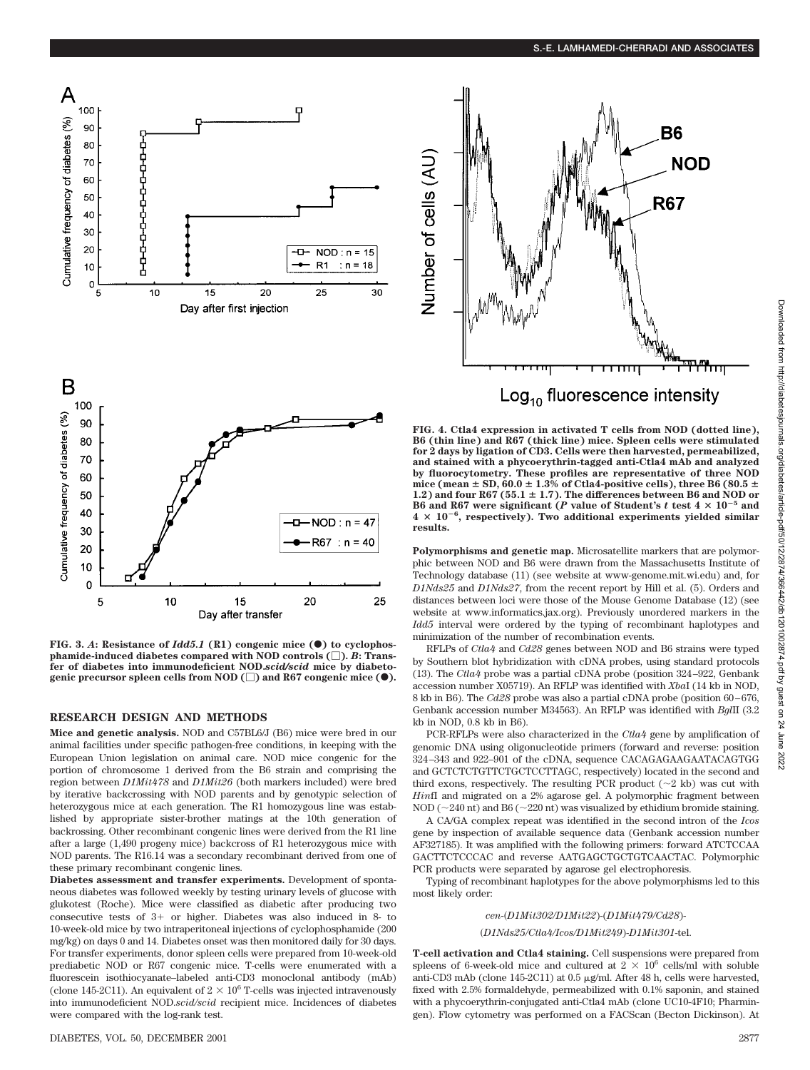FIG. 3. *A*: Resistance of *Idd5.1* (R1) congenic mice (●) to cyclophosphamide-induced diabetes compared with NOD controls (□). *B*: Transfer of diabetes into immunodeficient NOD.*scid/scid* mice by diabetogenic precursor spleen cells from NOD (□) and R67 congenic mice (●).

FIG. 4. Ctla4 expression in activated T cells from NOD (dotted line), B6 (thin line) and R67 (thick line) mice. Spleen cells were stimulated for 2 days by ligation of CD3. Cells were then harvested, permeabilized, and stained with a phycoerythrin-tagged anti-Ctla4 mAb and analyzed by fluorocytometry. These profiles are representative of three NOD mice (mean ± SD, 60.0 ± 1.3% of Ctla4-positive cells), three B6 (80.5 ± 1.2) and four R67 (55.1 ± 1.7). The differences between B6 and NOD or B6 and R67 were significant (*P* value of Student's *t* test $4 \times 10^{-5}$ and $4 \times 10^{-6}$, respectively). Two additional experiments yielded similar results.

## RESEARCH DESIGN AND METHODS

**Mice and genetic analysis.** NOD and C57BL6/J (B6) mice were bred in our animal facilities under specific pathogen-free conditions, in keeping with the European Union legislation on animal care. NOD mice congenic for the portion of chromosome 1 derived from the B6 strain and comprising the region between *D1Mit478* and *D1Mit26* (both markers included) were bred by iterative backcrossing with NOD parents and by genotypic selection of heterozygous mice at each generation. The R1 homozygous line was established by appropriate sister-brother matings at the 10th generation of backcrossing. Other recombinant congenic lines were derived from the R1 line after a large (1,490 progeny mice) backcross of R1 heterozygous mice with NOD parents. The R16.14 was a secondary recombinant derived from one of these primary recombinant congenic lines.

**Diabetes assessment and transfer experiments.** Development of spontaneous diabetes was followed weekly by testing urinary levels of glucose with glukotest (Roche). Mice were classified as diabetic after producing two consecutive tests of 3+ or higher. Diabetes was also induced in 8- to 10-week-old mice by two intraperitoneal injections of cyclophosphamide (200 mg/kg) on days 0 and 14. Diabetes onset was then monitored daily for 30 days. For transfer experiments, donor spleen cells were prepared from 10-week-old prediabetic NOD or R67 congenic mice. T-cells were enumerated with a fluorescein isothiocyanate–labeled anti-CD3 monoclonal antibody (mAb) (clone 145-2C11). An equivalent of $2 \times 10^6$ T-cells was injected intravenously into immunodeficient NOD.*scid/scid* recipient mice. Incidences of diabetes were compared with the log-rank test.

**Polymorphisms and genetic map.** Microsatellite markers that are polymorphic between NOD and B6 were drawn from the Massachusetts Institute of Technology database (11) (see website at www-genome.mit.wi.edu) and, for *D1Nds25* and *D1Nds27*, from the recent report by Hill et al. (5). Orders and distances between loci were those of the Mouse Genome Database (12) (see website at www.informatics.jax.org). Previously unordered markers in the *Idd5* interval were ordered by the typing of recombinant haplotypes and minimization of the number of recombination events.

RFLPs of *Ctla4* and *Cd28* genes between NOD and B6 strains were typed by Southern blot hybridization with cDNA probes, using standard protocols (13). The *Ctla4* probe was a partial cDNA probe (position 324–922, Genbank accession number X05719). An RFLP was identified with *Xba*I (14 kb in NOD, 8 kb in B6). The *Cd28* probe was also a partial cDNA probe (position 60–676, Genbank accession number M34563). An RFLP was identified with *Bgl*II (3.2 kb in NOD, 0.8 kb in B6).

PCR-RFLPs were also characterized in the *Ctla4* gene by amplification of genomic DNA using oligonucleotide primers (forward and reverse: position 324–343 and 922–901 of the cDNA, sequence CACAGAGAAGAATACAGTGG and GCTCTCTGTTCTGCTCCTTAGC, respectively) located in the second and third exons, respectively. The resulting PCR product (~2 kb) was cut with *Hin*fI and migrated on a 2% agarose gel. A polymorphic fragment between NOD (~240 nt) and B6 (~220 nt) was visualized by ethidium bromide staining.

A CA/GA complex repeat was identified in the second intron of the *Icos* gene by inspection of available sequence data (Genbank accession number AF327185). It was amplified with the following primers: forward ATCTCCAA GACTTCTCCCAC and reverse AATGAGCTGCTGTCAACTAC. Polymorphic PCR products were separated by agarose gel electrophoresis.

Typing of recombinant haplotypes for the above polymorphisms led to this most likely order:

*cen*-(*D1Mit302/D1Mit22*)-(*D1Mit479/Cd28*)-

(*D1Nds25/Ctla4/Icos/D1Mit249*)-*D1Mit301*-tel.

**T-cell activation and Ctla4 staining.** Cell suspensions were prepared from spleens of 6-week-old mice and cultured at $2 \times 10^6$ cells/ml with soluble anti-CD3 mAb (clone 145-2C11) at 0.5 μg/ml. After 48 h, cells were harvested, fixed with 2.5% formaldehyde, permeabilized with 0.1% saponin, and stained with a phycoerythrin-conjugated anti-Ctla4 mAb (clone UC10-4F10; Pharmingen). Flow cytometry was performed on a FACScan (Becton Dickinson). At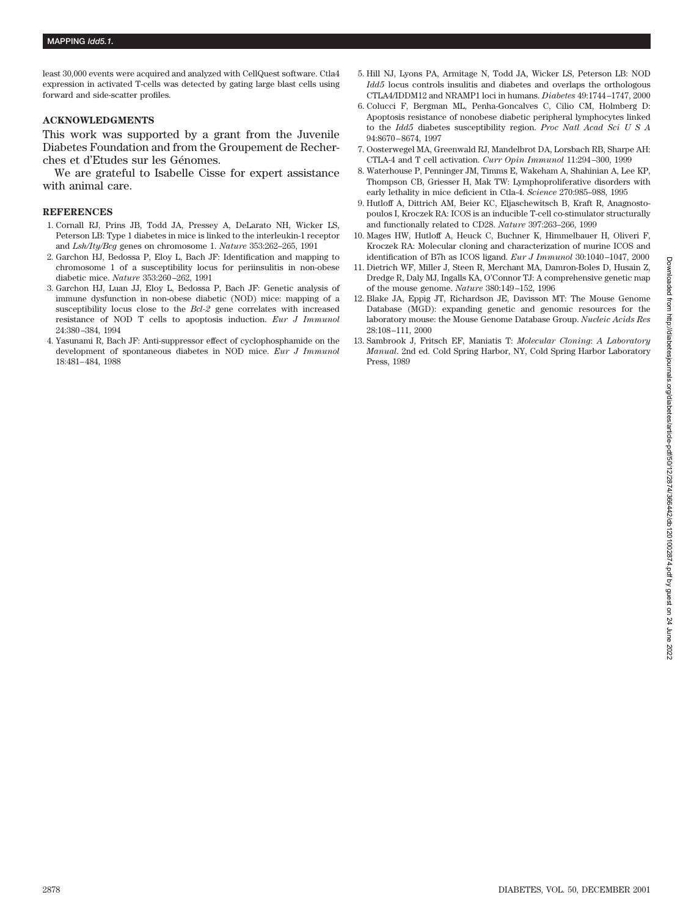least 30,000 events were acquired and analyzed with CellQuest software. Ctla4 expression in activated T-cells was detected by gating large blast cells using forward and side-scatter profiles.

## ACKNOWLEDGMENTS

This work was supported by a grant from the Juvenile Diabetes Foundation and from the Groupement de Recherches et d'Etudes sur les Génomes.

We are grateful to Isabelle Cisse for expert assistance with animal care.

## REFERENCES

1. Cornall RJ, Prins JB, Todd JA, Pressey A, DeLarato NH, Wicker LS, Peterson LB: Type 1 diabetes in mice is linked to the interleukin-1 receptor and *Lsh/Ity/Bcg* genes on chromosome 1. *Nature* 353:262–265, 1991
2. Garchon HJ, Bedossa P, Eloy L, Bach JF: Identification and mapping to chromosome 1 of a susceptibility locus for periinsulitis in non-obese diabetic mice. *Nature* 353:260–262, 1991
3. Garchon HJ, Luan JJ, Eloy L, Bedossa P, Bach JF: Genetic analysis of immune dysfunction in non-obese diabetic (NOD) mice: mapping of a susceptibility locus close to the *Bcl-2* gene correlates with increased resistance of NOD T cells to apoptosis induction. *Eur J Immunol* 24:380–384, 1994
4. Yasunami R, Bach JF: Anti-suppressor effect of cyclophosphamide on the development of spontaneous diabetes in NOD mice. *Eur J Immunol* 18:481–484, 1988
5. Hill NJ, Lyons PA, Armitage N, Todd JA, Wicker LS, Peterson LB: NOD *Idd5* locus controls insulitis and diabetes and overlaps the orthologous CTLA4/IDDM12 and NRAMP1 loci in humans. *Diabetes* 49:1744–1747, 2000
6. Colucci F, Bergman ML, Penha-Goncalves C, Cilio CM, Holmberg D: Apoptosis resistance of nonobese diabetic peripheral lymphocytes linked to the *Idd5* diabetes susceptibility region. *Proc Natl Acad Sci U S A* 94:8670–8674, 1997
7. Oosterwegel MA, Greenwald RJ, Mandelbrot DA, Lorsbach RB, Sharpe AH: CTLA-4 and T cell activation. *Curr Opin Immunol* 11:294–300, 1999
8. Waterhouse P, Penninger JM, Timms E, Wakeham A, Shahinian A, Lee KP, Thompson CB, Griesser H, Mak TW: Lymphoproliferative disorders with early lethality in mice deficient in Ctla-4. *Science* 270:985–988, 1995
9. Hutloff A, Dittrich AM, Beier KC, Eljaschewitsch B, Kraft R, Anagnostopoulos I, Kroczek RA: ICOS is an inducible T-cell co-stimulator structurally and functionally related to CD28. *Nature* 397:263–266, 1999
10. Mages HW, Hutloff A, Heuck C, Buchner K, Himmelbauer H, Oliveri F, Kroczek RA: Molecular cloning and characterization of murine ICOS and identification of B7h as ICOS ligand. *Eur J Immunol* 30:1040–1047, 2000
11. Dietrich WF, Miller J, Steen R, Merchant MA, Damron-Boles D, Husain Z, Dredge R, Daly MJ, Ingalls KA, O'Connor TJ: A comprehensive genetic map of the mouse genome. *Nature* 380:149–152, 1996
12. Blake JA, Eppig JT, Richardson JE, Davisson MT: The Mouse Genome Database (MGD): expanding genetic and genomic resources for the laboratory mouse: the Mouse Genome Database Group. *Nucleic Acids Res* 28:108–111, 2000
13. Sambrook J, Fritsch EF, Maniatis T: *Molecular Cloning: A Laboratory Manual*. 2nd ed. Cold Spring Harbor, NY, Cold Spring Harbor Laboratory Press, 1989